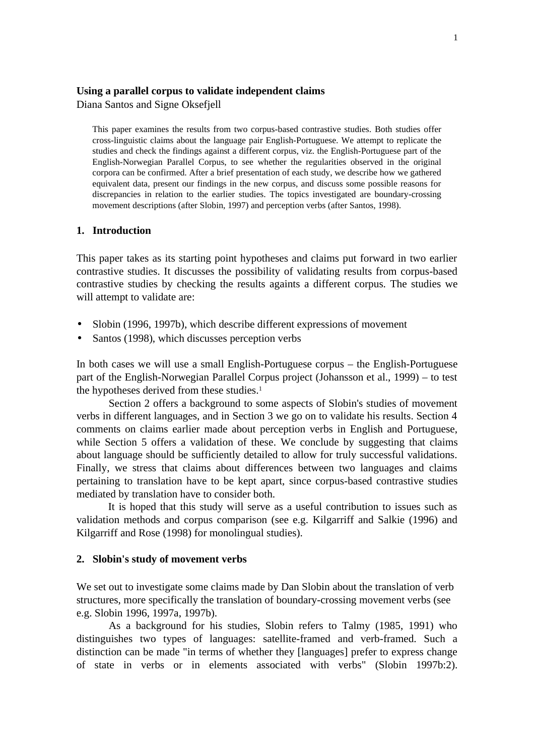**Using a parallel corpus to validate independent claims**

Diana Santos and Signe Oksefjell

> This paper examines the results from two corpus-based contrastive studies. Both studies offer cross-linguistic claims about the language pair English-Portuguese. We attempt to replicate the studies and check the findings against a different corpus, viz. the English-Portuguese part of the English-Norwegian Parallel Corpus, to see whether the regularities observed in the original corpora can be confirmed. After a brief presentation of each study, we describe how we gathered equivalent data, present our findings in the new corpus, and discuss some possible reasons for discrepancies in relation to the earlier studies. The topics investigated are boundary-crossing movement descriptions (after Slobin, 1997) and perception verbs (after Santos, 1998).

## 1. Introduction

This paper takes as its starting point hypotheses and claims put forward in two earlier contrastive studies. It discusses the possibility of validating results from corpus-based contrastive studies by checking the results againts a different corpus. The studies we will attempt to validate are:

- Slobin (1996, 1997b), which describe different expressions of movement
- Santos (1998), which discusses perception verbs

In both cases we will use a small English-Portuguese corpus – the English-Portuguese part of the English-Norwegian Parallel Corpus project (Johansson et al., 1999) – to test the hypotheses derived from these studies.[1]

Section 2 offers a background to some aspects of Slobin's studies of movement verbs in different languages, and in Section 3 we go on to validate his results. Section 4 comments on claims earlier made about perception verbs in English and Portuguese, while Section 5 offers a validation of these. We conclude by suggesting that claims about language should be sufficiently detailed to allow for truly successful validations. Finally, we stress that claims about differences between two languages and claims pertaining to translation have to be kept apart, since corpus-based contrastive studies mediated by translation have to consider both.

It is hoped that this study will serve as a useful contribution to issues such as validation methods and corpus comparison (see e.g. Kilgarriff and Salkie (1996) and Kilgarriff and Rose (1998) for monolingual studies).

## 2. Slobin's study of movement verbs

We set out to investigate some claims made by Dan Slobin about the translation of verb structures, more specifically the translation of boundary-crossing movement verbs (see e.g. Slobin 1996, 1997a, 1997b).

As a background for his studies, Slobin refers to Talmy (1985, 1991) who distinguishes two types of languages: satellite-framed and verb-framed. Such a distinction can be made "in terms of whether they [languages] prefer to express change of state in verbs or in elements associated with verbs" (Slobin 1997b:2).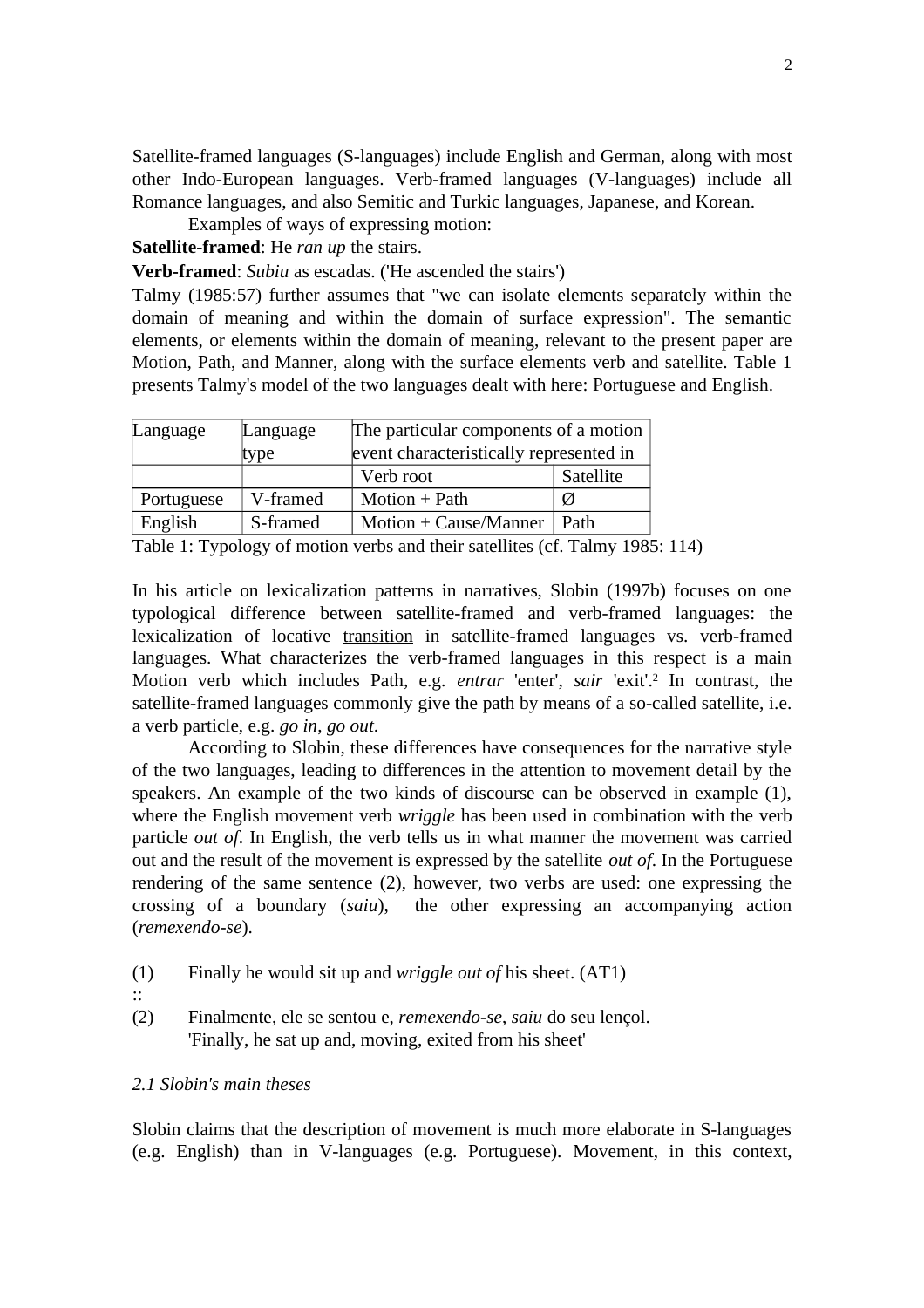Satellite-framed languages (S-languages) include English and German, along with most other Indo-European languages. Verb-framed languages (V-languages) include all Romance languages, and also Semitic and Turkic languages, Japanese, and Korean.

Examples of ways of expressing motion:

**Satellite-framed**: He *ran up* the stairs.

**Verb-framed**: *Subiu* as escadas. ('He ascended the stairs')

Talmy (1985:57) further assumes that "we can isolate elements separately within the domain of meaning and within the domain of surface expression". The semantic elements, or elements within the domain of meaning, relevant to the present paper are Motion, Path, and Manner, along with the surface elements verb and satellite. Table 1 presents Talmy's model of the two languages dealt with here: Portuguese and English.

| Language | Language type | The particular components of a motion event characteristically represented in | |
|---|---|---|---|
| | | Verb root | Satellite |
| Portuguese | V-framed | Motion + Path | Ø |
| English | S-framed | Motion + Cause/Manner | Path |

Table 1: Typology of motion verbs and their satellites (cf. Talmy 1985: 114)

In his article on lexicalization patterns in narratives, Slobin (1997b) focuses on one typological difference between satellite-framed and verb-framed languages: the lexicalization of locative transition in satellite-framed languages vs. verb-framed languages. What characterizes the verb-framed languages in this respect is a main Motion verb which includes Path, e.g. *entrar* 'enter', *sair* 'exit'.[2] In contrast, the satellite-framed languages commonly give the path by means of a so-called satellite, i.e. a verb particle, e.g. *go in*, *go out*.

According to Slobin, these differences have consequences for the narrative style of the two languages, leading to differences in the attention to movement detail by the speakers. An example of the two kinds of discourse can be observed in example (1), where the English movement verb *wriggle* has been used in combination with the verb particle *out of*. In English, the verb tells us in what manner the movement was carried out and the result of the movement is expressed by the satellite *out of*. In the Portuguese rendering of the same sentence (2), however, two verbs are used: one expressing the crossing of a boundary (*saiu*), the other expressing an accompanying action (*remexendo-se*).

(1) Finally he would sit up and *wriggle out of* his sheet. (AT1)

::

(2) Finalmente, ele se sentou e, *remexendo-se*, *saiu* do seu lençol.
'Finally, he sat up and, moving, exited from his sheet'

### *2.1 Slobin's main theses*

Slobin claims that the description of movement is much more elaborate in S-languages (e.g. English) than in V-languages (e.g. Portuguese). Movement, in this context,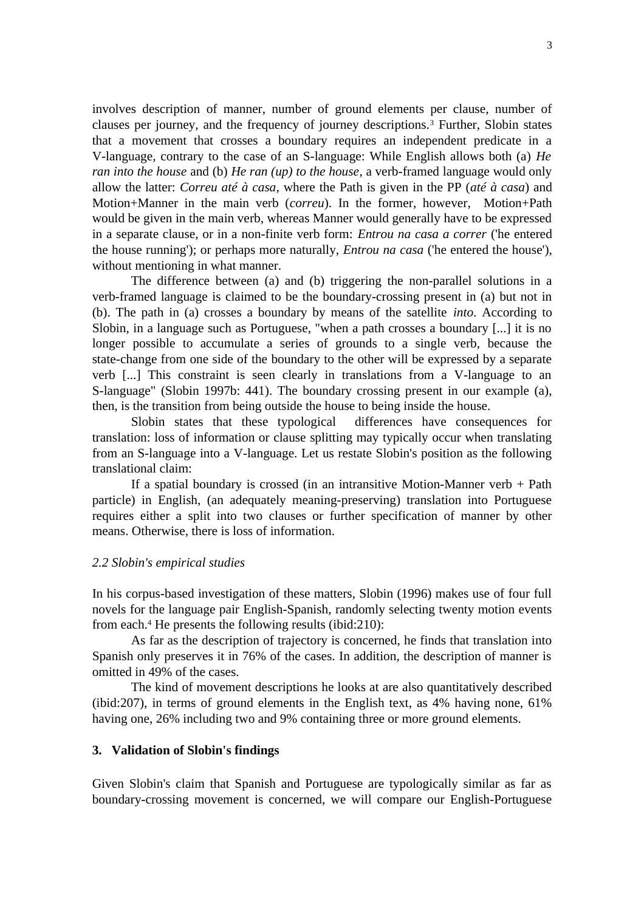involves description of manner, number of ground elements per clause, number of clauses per journey, and the frequency of journey descriptions.[3] Further, Slobin states that a movement that crosses a boundary requires an independent predicate in a V-language, contrary to the case of an S-language: While English allows both (a) *He ran into the house* and (b) *He ran (up) to the house*, a verb-framed language would only allow the latter: *Correu até à casa*, where the Path is given in the PP (*até à casa*) and Motion+Manner in the main verb (*correu*). In the former, however, Motion+Path would be given in the main verb, whereas Manner would generally have to be expressed in a separate clause, or in a non-finite verb form: *Entrou na casa a correr* ('he entered the house running'); or perhaps more naturally, *Entrou na casa* ('he entered the house'), without mentioning in what manner.

The difference between (a) and (b) triggering the non-parallel solutions in a verb-framed language is claimed to be the boundary-crossing present in (a) but not in (b). The path in (a) crosses a boundary by means of the satellite *into*. According to Slobin, in a language such as Portuguese, "when a path crosses a boundary [...] it is no longer possible to accumulate a series of grounds to a single verb, because the state-change from one side of the boundary to the other will be expressed by a separate verb [...] This constraint is seen clearly in translations from a V-language to an S-language" (Slobin 1997b: 441). The boundary crossing present in our example (a), then, is the transition from being outside the house to being inside the house.

Slobin states that these typological differences have consequences for translation: loss of information or clause splitting may typically occur when translating from an S-language into a V-language. Let us restate Slobin's position as the following translational claim:

If a spatial boundary is crossed (in an intransitive Motion-Manner verb + Path particle) in English, (an adequately meaning-preserving) translation into Portuguese requires either a split into two clauses or further specification of manner by other means. Otherwise, there is loss of information.

### *2.2 Slobin's empirical studies*

In his corpus-based investigation of these matters, Slobin (1996) makes use of four full novels for the language pair English-Spanish, randomly selecting twenty motion events from each.[4] He presents the following results (ibid:210):

As far as the description of trajectory is concerned, he finds that translation into Spanish only preserves it in 76% of the cases. In addition, the description of manner is omitted in 49% of the cases.

The kind of movement descriptions he looks at are also quantitatively described (ibid:207), in terms of ground elements in the English text, as 4% having none, 61% having one, 26% including two and 9% containing three or more ground elements.

## **3. Validation of Slobin's findings**

Given Slobin's claim that Spanish and Portuguese are typologically similar as far as boundary-crossing movement is concerned, we will compare our English-Portuguese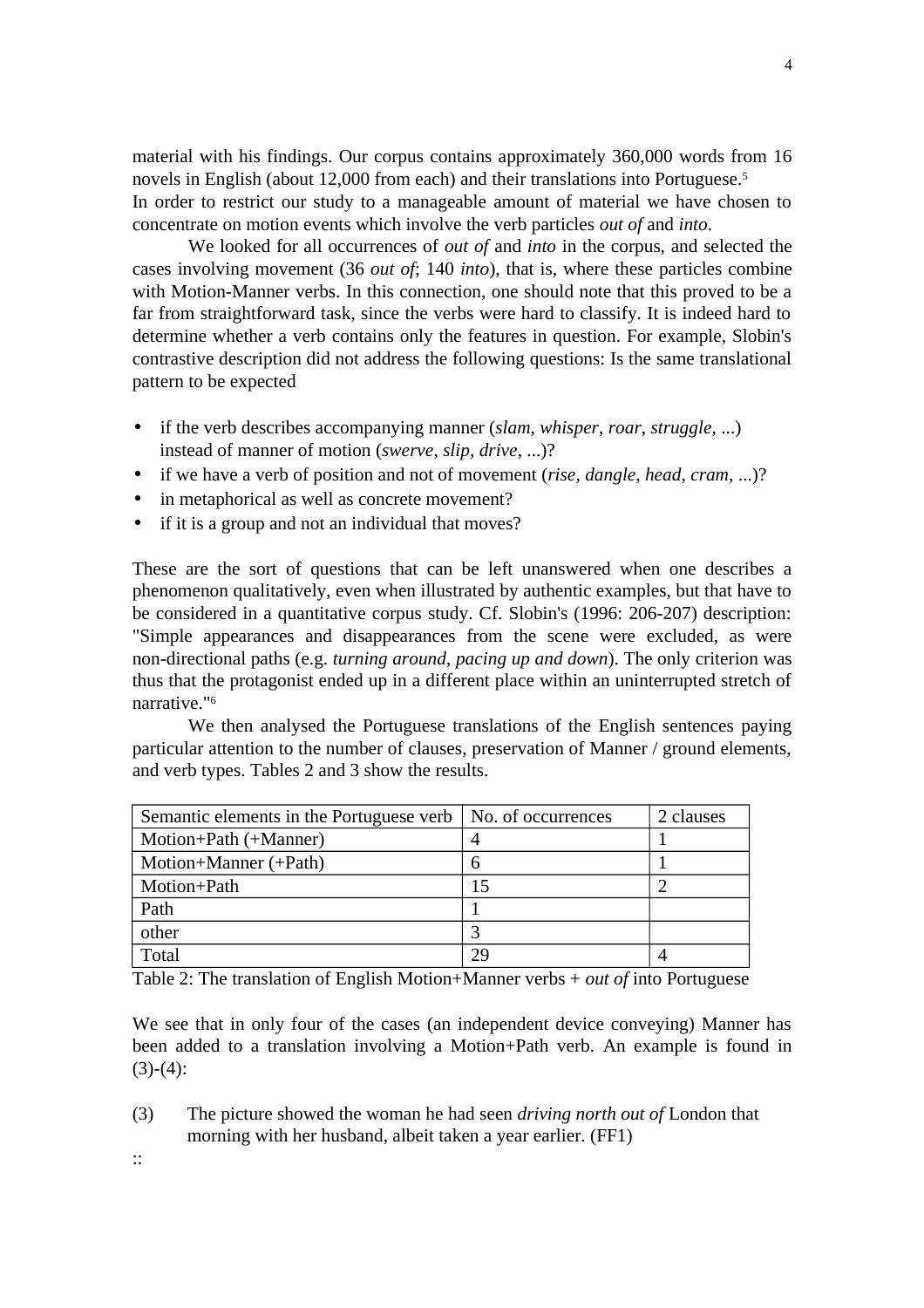material with his findings. Our corpus contains approximately 360,000 words from 16 novels in English (about 12,000 from each) and their translations into Portuguese.[5]
In order to restrict our study to a manageable amount of material we have chosen to concentrate on motion events which involve the verb particles *out of* and *into*.

We looked for all occurrences of *out of* and *into* in the corpus, and selected the cases involving movement (36 *out of*; 140 *into*), that is, where these particles combine with Motion-Manner verbs. In this connection, one should note that this proved to be a far from straightforward task, since the verbs were hard to classify. It is indeed hard to determine whether a verb contains only the features in question. For example, Slobin's contrastive description did not address the following questions: Is the same translational pattern to be expected

- if the verb describes accompanying manner (*slam*, *whisper*, *roar*, *struggle*, ...) instead of manner of motion (*swerve*, *slip*, *drive*, ...)?
- if we have a verb of position and not of movement (*rise*, *dangle*, *head*, *cram*, ...)?
- in metaphorical as well as concrete movement?
- if it is a group and not an individual that moves?

These are the sort of questions that can be left unanswered when one describes a phenomenon qualitatively, even when illustrated by authentic examples, but that have to be considered in a quantitative corpus study. Cf. Slobin's (1996: 206-207) description: "Simple appearances and disappearances from the scene were excluded, as were non-directional paths (e.g. *turning around*, *pacing up and down*). The only criterion was thus that the protagonist ended up in a different place within an uninterrupted stretch of narrative."[6]

We then analysed the Portuguese translations of the English sentences paying particular attention to the number of clauses, preservation of Manner / ground elements, and verb types. Tables 2 and 3 show the results.

| Semantic elements in the Portuguese verb | No. of occurrences | 2 clauses |
|---|---|---|
| Motion+Path (+Manner) | 4 | 1 |
| Motion+Manner (+Path) | 6 | 1 |
| Motion+Path | 15 | 2 |
| Path | 1 | |
| other | 3 | |
| Total | 29 | 4 |

Table 2: The translation of English Motion+Manner verbs + *out of* into Portuguese

We see that in only four of the cases (an independent device conveying) Manner has been added to a translation involving a Motion+Path verb. An example is found in (3)-(4):

(3) The picture showed the woman he had seen *driving north out of* London that morning with her husband, albeit taken a year earlier. (FF1)

::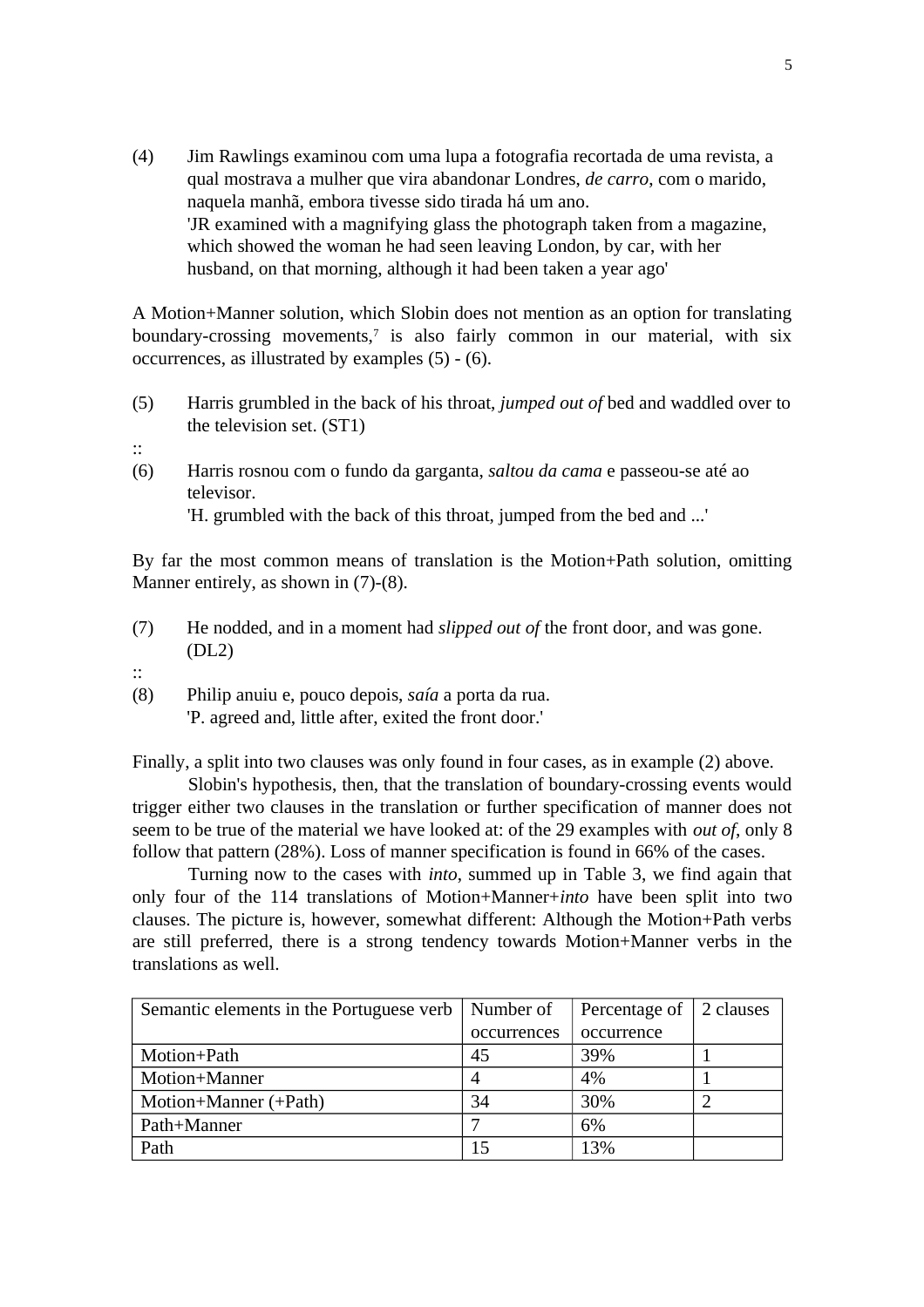(4) Jim Rawlings examinou com uma lupa a fotografia recortada de uma revista, a qual mostrava a mulher que vira abandonar Londres, *de carro*, com o marido, naquela manhã, embora tivesse sido tirada há um ano.
'JR examined with a magnifying glass the photograph taken from a magazine, which showed the woman he had seen leaving London, by car, with her husband, on that morning, although it had been taken a year ago'

A Motion+Manner solution, which Slobin does not mention as an option for translating boundary-crossing movements,[7] is also fairly common in our material, with six occurrences, as illustrated by examples (5) - (6).

(5) Harris grumbled in the back of his throat, *jumped out of* bed and waddled over to the television set. (ST1)

::

(6) Harris rosnou com o fundo da garganta, *saltou da cama* e passeou-se até ao televisor.
'H. grumbled with the back of this throat, jumped from the bed and ...'

By far the most common means of translation is the Motion+Path solution, omitting Manner entirely, as shown in (7)-(8).

(7) He nodded, and in a moment had *slipped out of* the front door, and was gone. (DL2)

::

(8) Philip anuiu e, pouco depois, *saía* a porta da rua.
'P. agreed and, little after, exited the front door.'

Finally, a split into two clauses was only found in four cases, as in example (2) above.

Slobin's hypothesis, then, that the translation of boundary-crossing events would trigger either two clauses in the translation or further specification of manner does not seem to be true of the material we have looked at: of the 29 examples with *out of*, only 8 follow that pattern (28%). Loss of manner specification is found in 66% of the cases.

Turning now to the cases with *into*, summed up in Table 3, we find again that only four of the 114 translations of Motion+Manner+*into* have been split into two clauses. The picture is, however, somewhat different: Although the Motion+Path verbs are still preferred, there is a strong tendency towards Motion+Manner verbs in the translations as well.

| Semantic elements in the Portuguese verb | Number of occurrences | Percentage of occurrence | 2 clauses |
|---|---|---|---|
| Motion+Path | 45 | 39% | 1 |
| Motion+Manner | 4 | 4% | 1 |
| Motion+Manner (+Path) | 34 | 30% | 2 |
| Path+Manner | 7 | 6% | |
| Path | 15 | 13% | |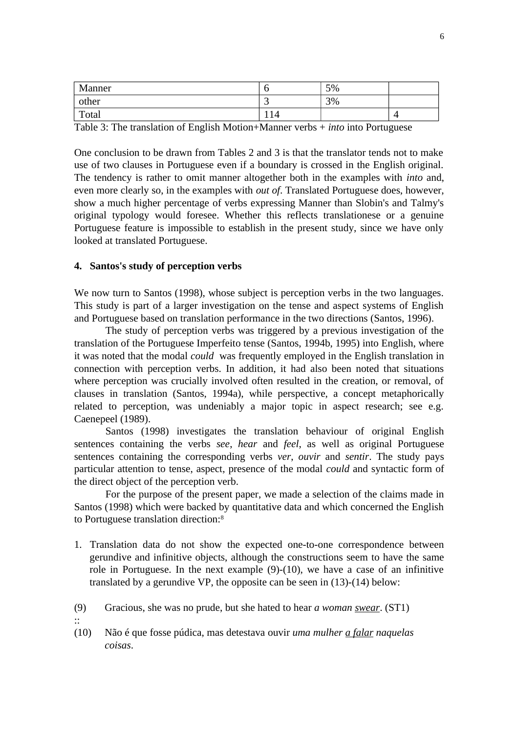| Manner | 6 | 5% | |
|---|---|---|---|
| other | 3 | 3% | |
| Total | 114 | | 4 |

Table 3: The translation of English Motion+Manner verbs + *into* into Portuguese

One conclusion to be drawn from Tables 2 and 3 is that the translator tends not to make use of two clauses in Portuguese even if a boundary is crossed in the English original. The tendency is rather to omit manner altogether both in the examples with *into* and, even more clearly so, in the examples with *out of*. Translated Portuguese does, however, show a much higher percentage of verbs expressing Manner than Slobin's and Talmy's original typology would foresee. Whether this reflects translationese or a genuine Portuguese feature is impossible to establish in the present study, since we have only looked at translated Portuguese.

#### 4. Santos's study of perception verbs

We now turn to Santos (1998), whose subject is perception verbs in the two languages. This study is part of a larger investigation on the tense and aspect systems of English and Portuguese based on translation performance in the two directions (Santos, 1996).

The study of perception verbs was triggered by a previous investigation of the translation of the Portuguese Imperfeito tense (Santos, 1994b, 1995) into English, where it was noted that the modal *could* was frequently employed in the English translation in connection with perception verbs. In addition, it had also been noted that situations where perception was crucially involved often resulted in the creation, or removal, of clauses in translation (Santos, 1994a), while perspective, a concept metaphorically related to perception, was undeniably a major topic in aspect research; see e.g. Caenepeel (1989).

Santos (1998) investigates the translation behaviour of original English sentences containing the verbs *see*, *hear* and *feel*, as well as original Portuguese sentences containing the corresponding verbs *ver*, *ouvir* and *sentir*. The study pays particular attention to tense, aspect, presence of the modal *could* and syntactic form of the direct object of the perception verb.

For the purpose of the present paper, we made a selection of the claims made in Santos (1998) which were backed by quantitative data and which concerned the English to Portuguese translation direction:[8]

1. Translation data do not show the expected one-to-one correspondence between gerundive and infinitive objects, although the constructions seem to have the same role in Portuguese. In the next example (9)-(10), we have a case of an infinitive translated by a gerundive VP, the opposite can be seen in (13)-(14) below:

(9) Gracious, she was no prude, but she hated to hear *a woman <u>swear</u>*. (ST1)

::

(10) Não é que fosse púdica, mas detestava ouvir *uma mulher <u>a falar</u> naquelas coisas*.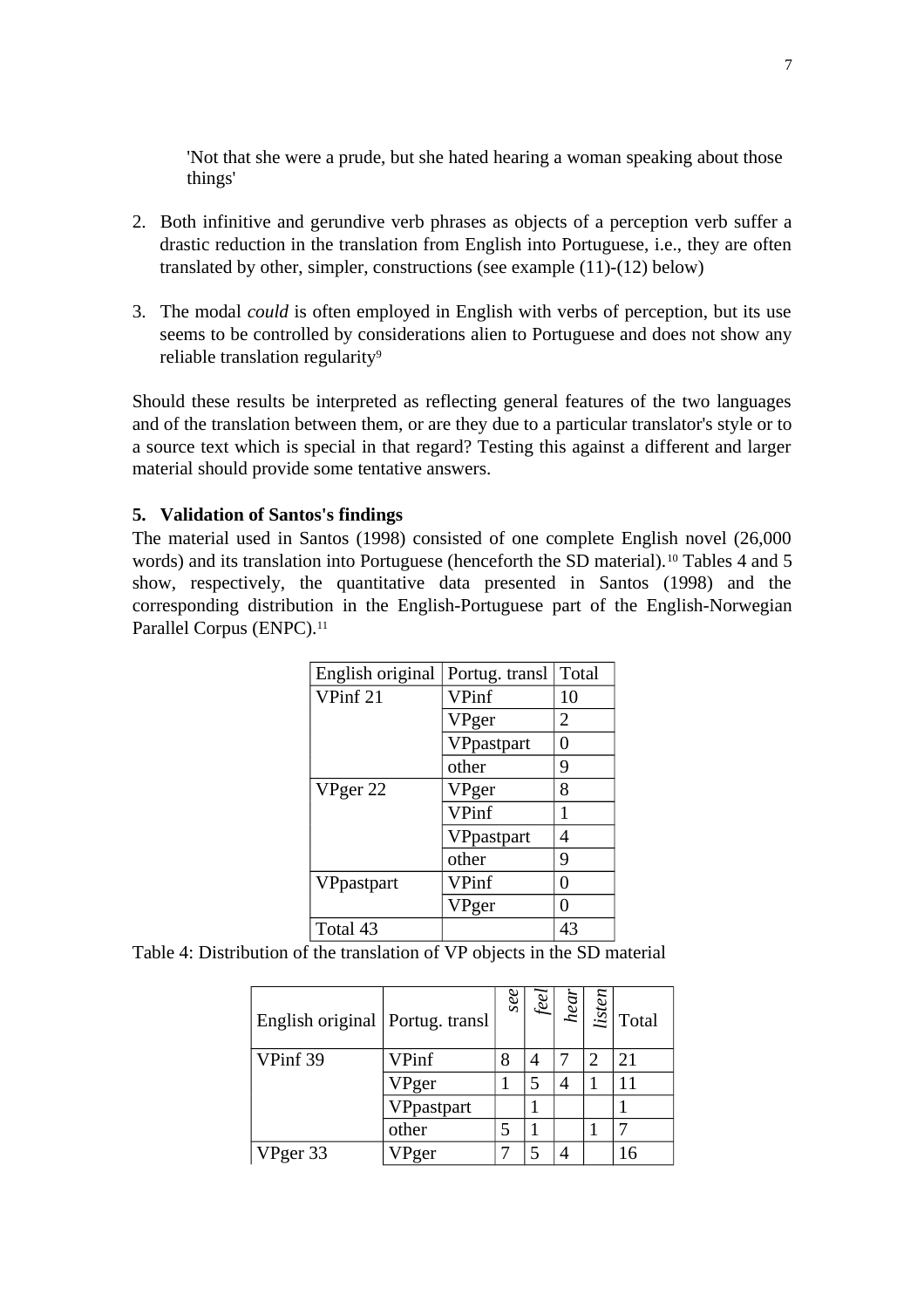'Not that she were a prude, but she hated hearing a woman speaking about those things'

2. Both infinitive and gerundive verb phrases as objects of a perception verb suffer a drastic reduction in the translation from English into Portuguese, i.e., they are often translated by other, simpler, constructions (see example (11)-(12) below)

3. The modal *could* is often employed in English with verbs of perception, but its use seems to be controlled by considerations alien to Portuguese and does not show any reliable translation regularity[9]

Should these results be interpreted as reflecting general features of the two languages and of the translation between them, or are they due to a particular translator's style or to a source text which is special in that regard? Testing this against a different and larger material should provide some tentative answers.

## 5. Validation of Santos's findings

The material used in Santos (1998) consisted of one complete English novel (26,000 words) and its translation into Portuguese (henceforth the SD material).[10] Tables 4 and 5 show, respectively, the quantitative data presented in Santos (1998) and the corresponding distribution in the English-Portuguese part of the English-Norwegian Parallel Corpus (ENPC).[11]

| English original | Portug. transl | Total |
|---|---|---|
| VPinf 21 | VPinf | 10 |
| | VPger | 2 |
| | VPpastpart | 0 |
| | other | 9 |
| VPger 22 | VPger | 8 |
| | VPinf | 1 |
| | VPpastpart | 4 |
| | other | 9 |
| VPpastpart | VPinf | 0 |
| | VPger | 0 |
| Total 43 | | 43 |

Table 4: Distribution of the translation of VP objects in the SD material

| English original | Portug. transl | *see* | *feel* | *hear* | *listen* | Total |
|---|---|---|---|---|---|---|
| VPinf 39 | VPinf | 8 | 4 | 7 | 2 | 21 |
| | VPger | 1 | 5 | 4 | 1 | 11 |
| | VPpastpart | | 1 | | | 1 |
| | other | 5 | 1 | | 1 | 7 |
| VPger 33 | VPger | 7 | 5 | 4 | | 16 |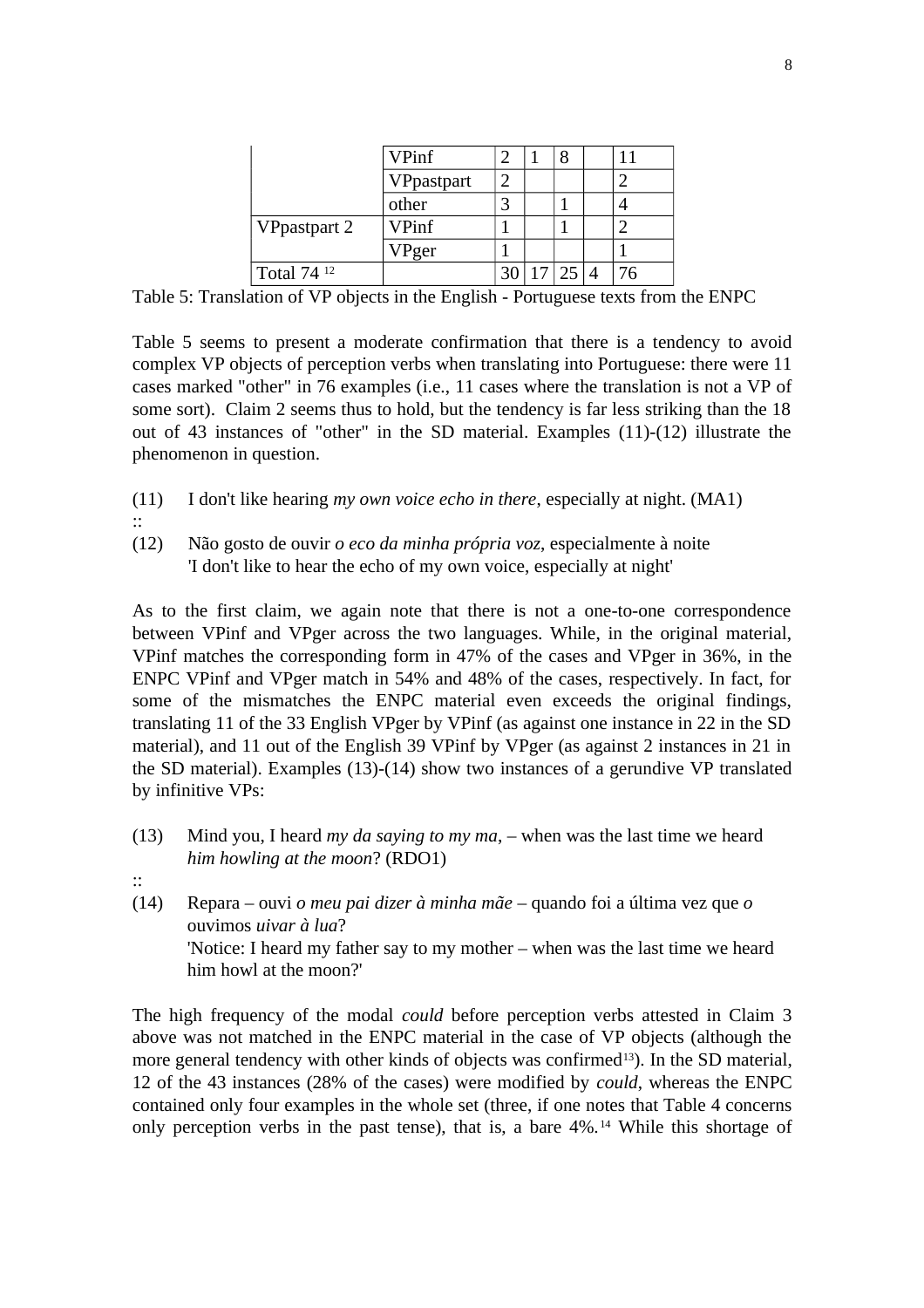| | | | | | | |
|---|---|---|---|---|---|---|
| | VPinf | 2 | 1 | 8 | | 11 |
| | VPpastpart | 2 | | | | 2 |
| | other | 3 | | 1 | | 4 |
| VPpastpart 2 | VPinf | 1 | | 1 | | 2 |
| | VPger | 1 | | | | 1 |
| Total 74 [12] | | 30 | 17 | 25 | 4 | 76 |

Table 5: Translation of VP objects in the English - Portuguese texts from the ENPC

Table 5 seems to present a moderate confirmation that there is a tendency to avoid complex VP objects of perception verbs when translating into Portuguese: there were 11 cases marked "other" in 76 examples (i.e., 11 cases where the translation is not a VP of some sort). Claim 2 seems thus to hold, but the tendency is far less striking than the 18 out of 43 instances of "other" in the SD material. Examples (11)-(12) illustrate the phenomenon in question.

(11) I don't like hearing *my own voice echo in there*, especially at night. (MA1)

::

(12) Não gosto de ouvir *o eco da minha própria voz*, especialmente à noite
'I don't like to hear the echo of my own voice, especially at night'

As to the first claim, we again note that there is not a one-to-one correspondence between VPinf and VPger across the two languages. While, in the original material, VPinf matches the corresponding form in 47% of the cases and VPger in 36%, in the ENPC VPinf and VPger match in 54% and 48% of the cases, respectively. In fact, for some of the mismatches the ENPC material even exceeds the original findings, translating 11 of the 33 English VPger by VPinf (as against one instance in 22 in the SD material), and 11 out of the English 39 VPinf by VPger (as against 2 instances in 21 in the SD material). Examples (13)-(14) show two instances of a gerundive VP translated by infinitive VPs:

(13) Mind you, I heard *my da saying to my ma*, – when was the last time we heard *him howling at the moon*? (RDO1)

::

(14) Repara – ouvi *o meu pai dizer à minha mãe* – quando foi a última vez que *o* ouvimos *uivar à lua*?
'Notice: I heard my father say to my mother – when was the last time we heard him howl at the moon?'

The high frequency of the modal *could* before perception verbs attested in Claim 3 above was not matched in the ENPC material in the case of VP objects (although the more general tendency with other kinds of objects was confirmed[13]). In the SD material, 12 of the 43 instances (28% of the cases) were modified by *could*, whereas the ENPC contained only four examples in the whole set (three, if one notes that Table 4 concerns only perception verbs in the past tense), that is, a bare 4%.[14] While this shortage of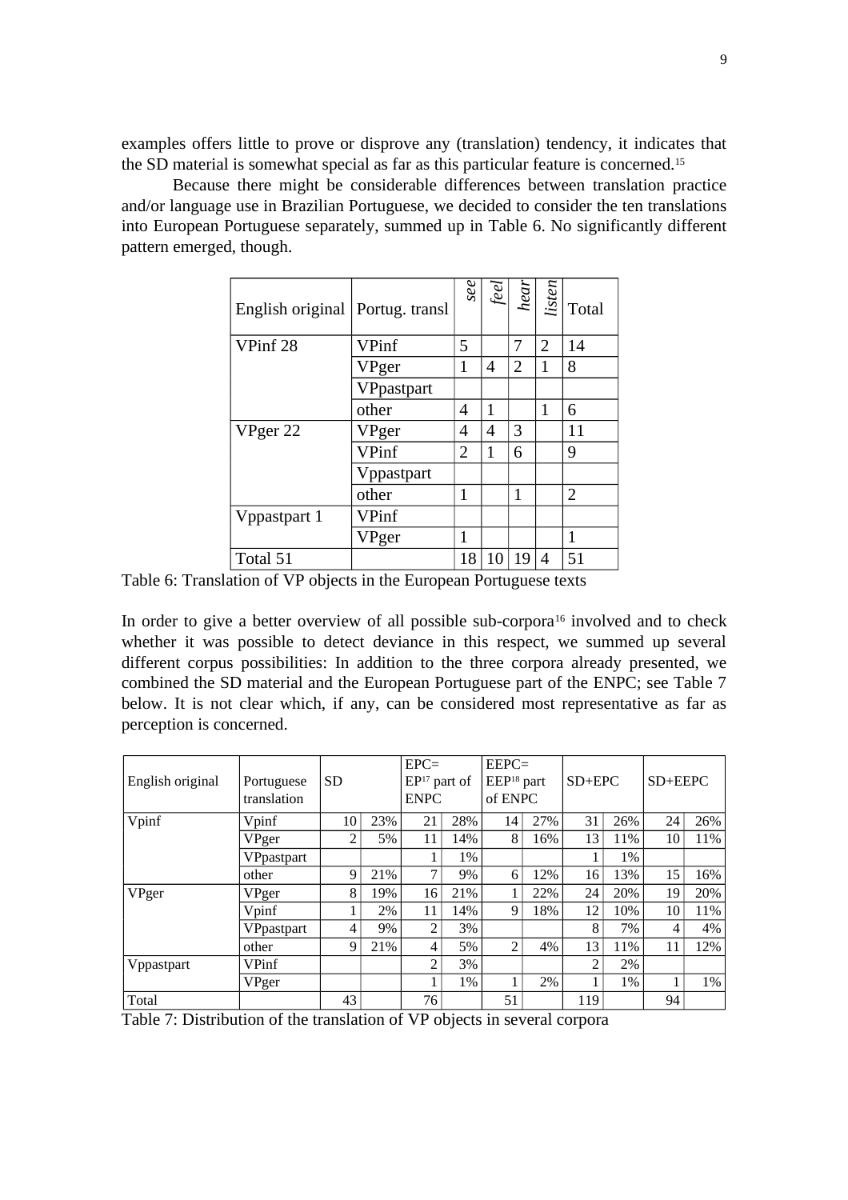examples offers little to prove or disprove any (translation) tendency, it indicates that the SD material is somewhat special as far as this particular feature is concerned.[15]

Because there might be considerable differences between translation practice and/or language use in Brazilian Portuguese, we decided to consider the ten translations into European Portuguese separately, summed up in Table 6. No significantly different pattern emerged, though.

| English original | Portug. transl | *see* | *feel* | *hear* | *listen* | Total |
|---|---|---|---|---|---|---|
| VPinf 28 | VPinf | 5 | | 7 | 2 | 14 |
| | VPger | 1 | 4 | 2 | 1 | 8 |
| | VPpastpart | | | | | |
| | other | 4 | 1 | | 1 | 6 |
| VPger 22 | VPger | 4 | 4 | 3 | | 11 |
| | VPinf | 2 | 1 | 6 | | 9 |
| | Vppastpart | | | | | |
| | other | 1 | | 1 | | 2 |
| Vppastpart 1 | VPinf | | | | | |
| | VPger | 1 | | | | 1 |
| Total 51 | | 18 | 10 | 19 | 4 | 51 |

Table 6: Translation of VP objects in the European Portuguese texts

In order to give a better overview of all possible sub-corpora[16] involved and to check whether it was possible to detect deviance in this respect, we summed up several different corpus possibilities: In addition to the three corpora already presented, we combined the SD material and the European Portuguese part of the ENPC; see Table 7 below. It is not clear which, if any, can be considered most representative as far as perception is concerned.

| English original | Portuguese translation | SD | | EPC= EP[17] part of ENPC | | EEPC= EEP[18] part of ENPC | | SD+EPC | | SD+EEPC | |
|---|---|---|---|---|---|---|---|---|---|---|---|
| Vpinf | Vpinf | 10 | 23% | 21 | 28% | 14 | 27% | 31 | 26% | 24 | 26% |
| | VPger | 2 | 5% | 11 | 14% | 8 | 16% | 13 | 11% | 10 | 11% |
| | VPpastpart | | | 1 | 1% | | | 1 | 1% | | |
| | other | 9 | 21% | 7 | 9% | 6 | 12% | 16 | 13% | 15 | 16% |
| VPger | VPger | 8 | 19% | 16 | 21% | 1 | 22% | 24 | 20% | 19 | 20% |
| | Vpinf | 1 | 2% | 11 | 14% | 9 | 18% | 12 | 10% | 10 | 11% |
| | VPpastpart | 4 | 9% | 2 | 3% | | | 8 | 7% | 4 | 4% |
| | other | 9 | 21% | 4 | 5% | 2 | 4% | 13 | 11% | 11 | 12% |
| Vppastpart | VPinf | | | 2 | 3% | | | 2 | 2% | | |
| | VPger | | | 1 | 1% | 1 | 2% | 1 | 1% | 1 | 1% |
| Total | | 43 | | 76 | | 51 | | 119 | | 94 | |

Table 7: Distribution of the translation of VP objects in several corpora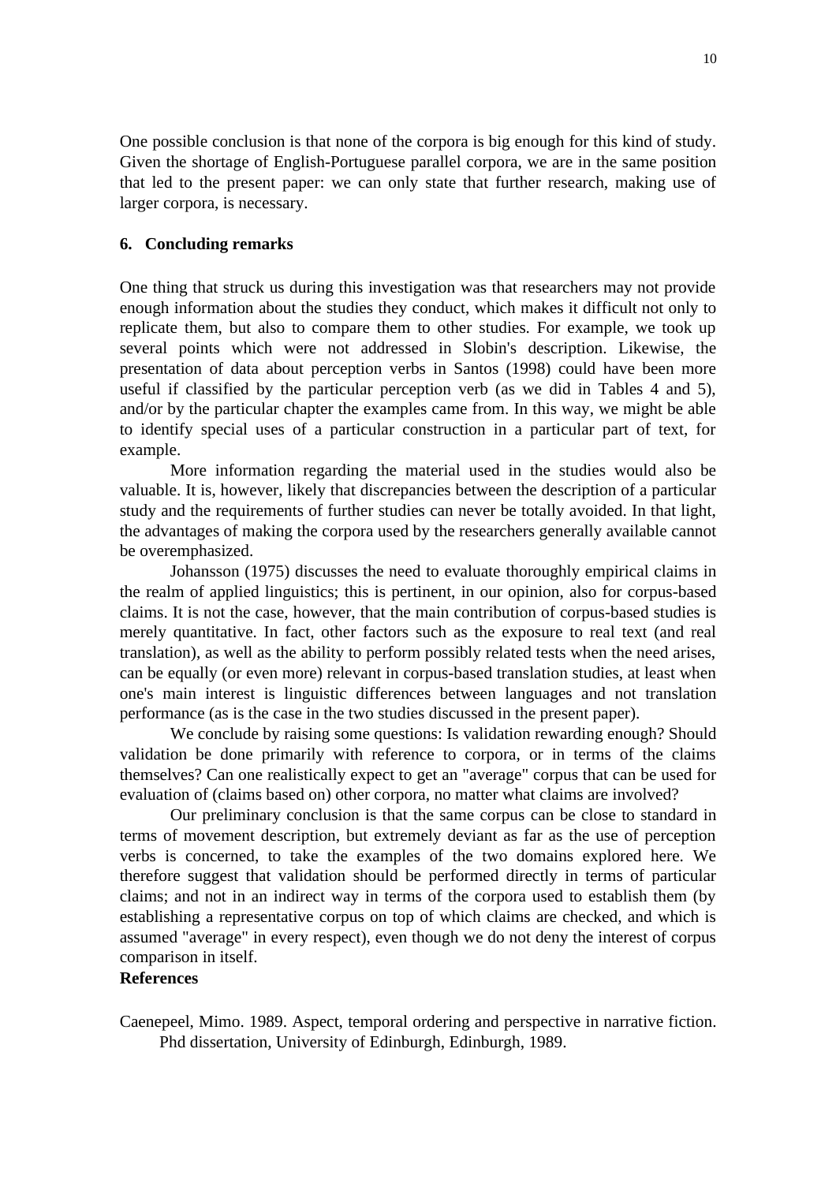One possible conclusion is that none of the corpora is big enough for this kind of study. Given the shortage of English-Portuguese parallel corpora, we are in the same position that led to the present paper: we can only state that further research, making use of larger corpora, is necessary.

## 6. Concluding remarks

One thing that struck us during this investigation was that researchers may not provide enough information about the studies they conduct, which makes it difficult not only to replicate them, but also to compare them to other studies. For example, we took up several points which were not addressed in Slobin's description. Likewise, the presentation of data about perception verbs in Santos (1998) could have been more useful if classified by the particular perception verb (as we did in Tables 4 and 5), and/or by the particular chapter the examples came from. In this way, we might be able to identify special uses of a particular construction in a particular part of text, for example.

More information regarding the material used in the studies would also be valuable. It is, however, likely that discrepancies between the description of a particular study and the requirements of further studies can never be totally avoided. In that light, the advantages of making the corpora used by the researchers generally available cannot be overemphasized.

Johansson (1975) discusses the need to evaluate thoroughly empirical claims in the realm of applied linguistics; this is pertinent, in our opinion, also for corpus-based claims. It is not the case, however, that the main contribution of corpus-based studies is merely quantitative. In fact, other factors such as the exposure to real text (and real translation), as well as the ability to perform possibly related tests when the need arises, can be equally (or even more) relevant in corpus-based translation studies, at least when one's main interest is linguistic differences between languages and not translation performance (as is the case in the two studies discussed in the present paper).

We conclude by raising some questions: Is validation rewarding enough? Should validation be done primarily with reference to corpora, or in terms of the claims themselves? Can one realistically expect to get an "average" corpus that can be used for evaluation of (claims based on) other corpora, no matter what claims are involved?

Our preliminary conclusion is that the same corpus can be close to standard in terms of movement description, but extremely deviant as far as the use of perception verbs is concerned, to take the examples of the two domains explored here. We therefore suggest that validation should be performed directly in terms of particular claims; and not in an indirect way in terms of the corpora used to establish them (by establishing a representative corpus on top of which claims are checked, and which is assumed "average" in every respect), even though we do not deny the interest of corpus comparison in itself.

## References

Caenepeel, Mimo. 1989. Aspect, temporal ordering and perspective in narrative fiction. Phd dissertation, University of Edinburgh, Edinburgh, 1989.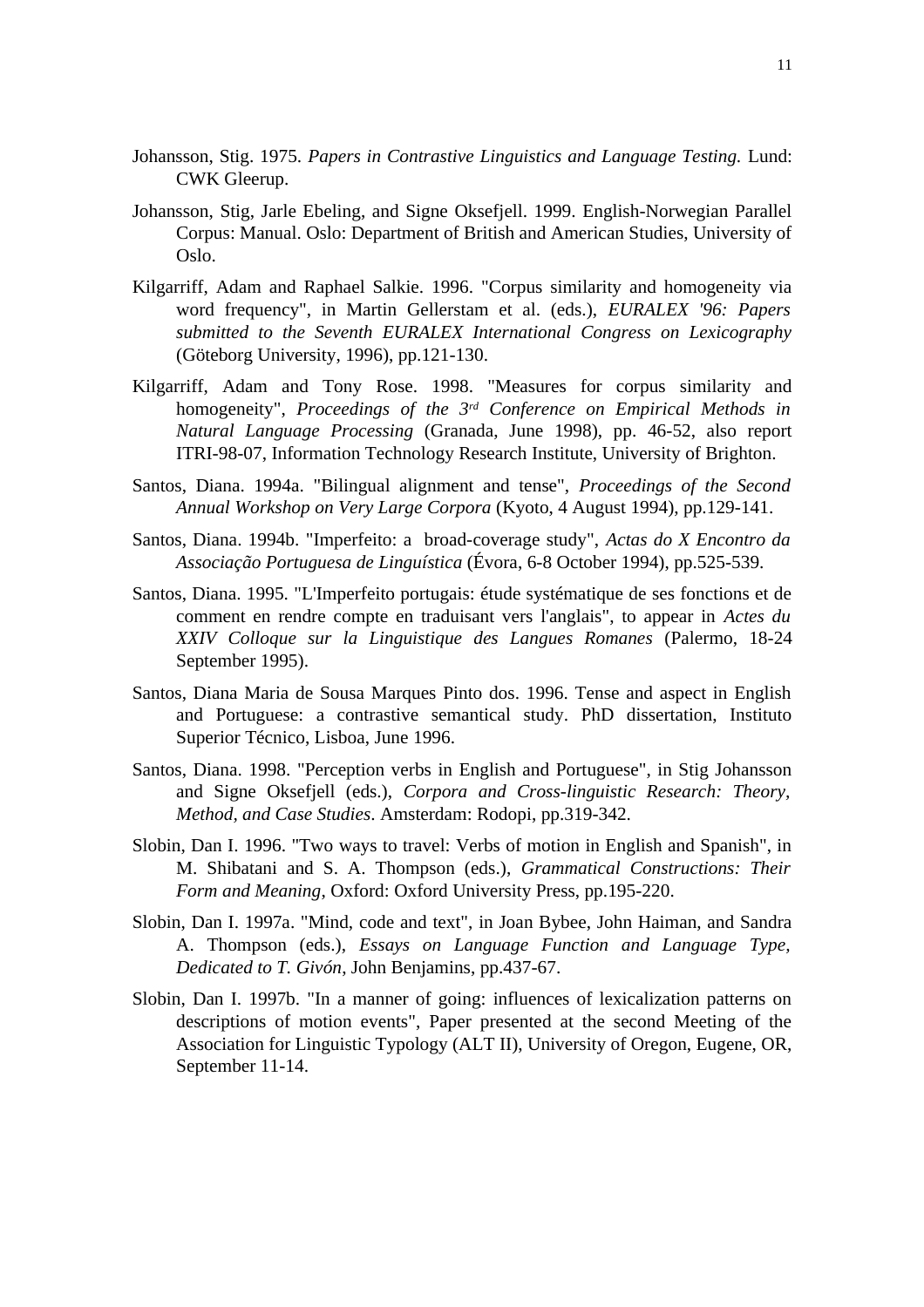Johansson, Stig. 1975. *Papers in Contrastive Linguistics and Language Testing.* Lund: CWK Gleerup.

Johansson, Stig, Jarle Ebeling, and Signe Oksefjell. 1999. English-Norwegian Parallel Corpus: Manual. Oslo: Department of British and American Studies, University of Oslo.

Kilgarriff, Adam and Raphael Salkie. 1996. "Corpus similarity and homogeneity via word frequency", in Martin Gellerstam et al. (eds.), *EURALEX '96: Papers submitted to the Seventh EURALEX International Congress on Lexicography* (Göteborg University, 1996), pp.121-130.

Kilgarriff, Adam and Tony Rose. 1998. "Measures for corpus similarity and homogeneity", *Proceedings of the 3rd Conference on Empirical Methods in Natural Language Processing* (Granada, June 1998), pp. 46-52, also report ITRI-98-07, Information Technology Research Institute, University of Brighton.

Santos, Diana. 1994a. "Bilingual alignment and tense", *Proceedings of the Second Annual Workshop on Very Large Corpora* (Kyoto, 4 August 1994), pp.129-141.

Santos, Diana. 1994b. "Imperfeito: a broad-coverage study", *Actas do X Encontro da Associação Portuguesa de Linguística* (Évora, 6-8 October 1994), pp.525-539.

Santos, Diana. 1995. "L'Imperfeito portugais: étude systématique de ses fonctions et de comment en rendre compte en traduisant vers l'anglais", to appear in *Actes du XXIV Colloque sur la Linguistique des Langues Romanes* (Palermo, 18-24 September 1995).

Santos, Diana Maria de Sousa Marques Pinto dos. 1996. Tense and aspect in English and Portuguese: a contrastive semantical study. PhD dissertation, Instituto Superior Técnico, Lisboa, June 1996.

Santos, Diana. 1998. "Perception verbs in English and Portuguese", in Stig Johansson and Signe Oksefjell (eds.), *Corpora and Cross-linguistic Research: Theory, Method, and Case Studies*. Amsterdam: Rodopi, pp.319-342.

Slobin, Dan I. 1996. "Two ways to travel: Verbs of motion in English and Spanish", in M. Shibatani and S. A. Thompson (eds.), *Grammatical Constructions: Their Form and Meaning*, Oxford: Oxford University Press, pp.195-220.

Slobin, Dan I. 1997a. "Mind, code and text", in Joan Bybee, John Haiman, and Sandra A. Thompson (eds.), *Essays on Language Function and Language Type, Dedicated to T. Givón*, John Benjamins, pp.437-67.

Slobin, Dan I. 1997b. "In a manner of going: influences of lexicalization patterns on descriptions of motion events", Paper presented at the second Meeting of the Association for Linguistic Typology (ALT II), University of Oregon, Eugene, OR, September 11-14.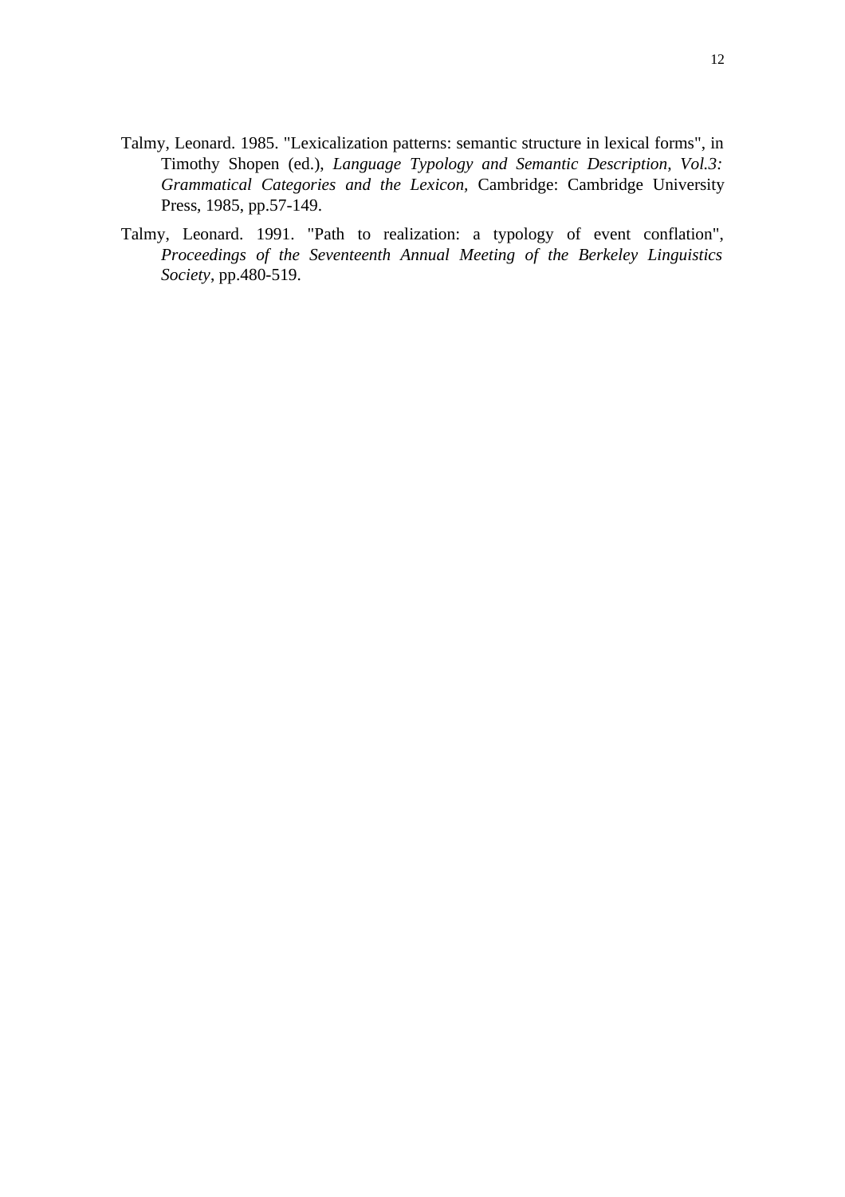Talmy, Leonard. 1985. "Lexicalization patterns: semantic structure in lexical forms", in Timothy Shopen (ed.), *Language Typology and Semantic Description, Vol.3: Grammatical Categories and the Lexicon*, Cambridge: Cambridge University Press, 1985, pp.57-149.

Talmy, Leonard. 1991. "Path to realization: a typology of event conflation", *Proceedings of the Seventeenth Annual Meeting of the Berkeley Linguistics Society*, pp.480-519.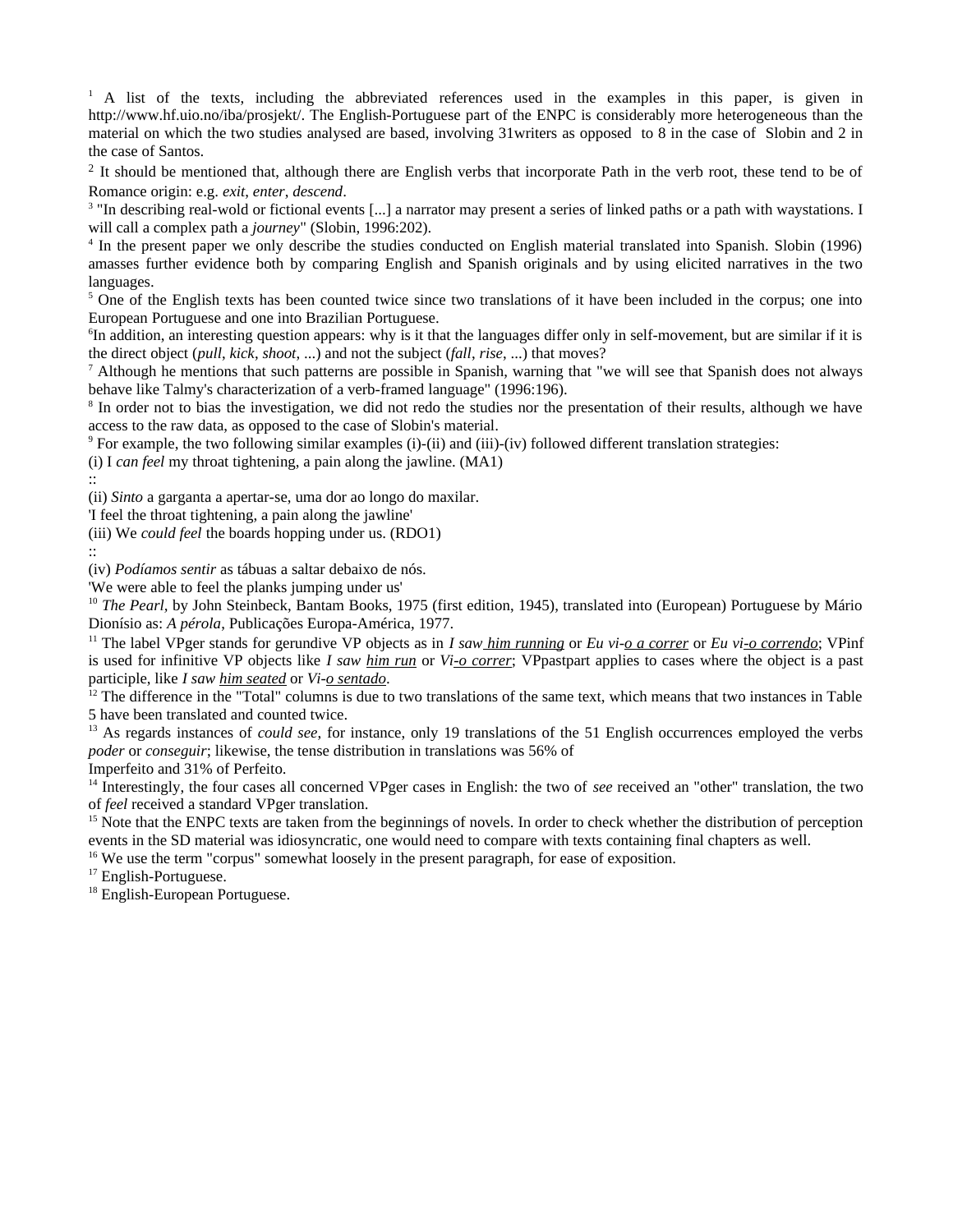[1] A list of the texts, including the abbreviated references used in the examples in this paper, is given in http://www.hf.uio.no/iba/prosjekt/. The English-Portuguese part of the ENPC is considerably more heterogeneous than the material on which the two studies analysed are based, involving 31writers as opposed to 8 in the case of Slobin and 2 in the case of Santos.

[2] It should be mentioned that, although there are English verbs that incorporate Path in the verb root, these tend to be of Romance origin: e.g. *exit*, *enter*, *descend*.

[3] "In describing real-wold or fictional events [...] a narrator may present a series of linked paths or a path with waystations. I will call a complex path a *journey*" (Slobin, 1996:202).

[4] In the present paper we only describe the studies conducted on English material translated into Spanish. Slobin (1996) amasses further evidence both by comparing English and Spanish originals and by using elicited narratives in the two languages.

[5] One of the English texts has been counted twice since two translations of it have been included in the corpus; one into European Portuguese and one into Brazilian Portuguese.

[6]In addition, an interesting question appears: why is it that the languages differ only in self-movement, but are similar if it is the direct object (*pull*, *kick*, *shoot*, ...) and not the subject (*fall*, *rise*, ...) that moves?

[7] Although he mentions that such patterns are possible in Spanish, warning that "we will see that Spanish does not always behave like Talmy's characterization of a verb-framed language" (1996:196).

[8] In order not to bias the investigation, we did not redo the studies nor the presentation of their results, although we have access to the raw data, as opposed to the case of Slobin's material.

[9] For example, the two following similar examples (i)-(ii) and (iii)-(iv) followed different translation strategies:

(i) I *can feel* my throat tightening, a pain along the jawline. (MA1)

::

(ii) *Sinto* a garganta a apertar-se, uma dor ao longo do maxilar.

'I feel the throat tightening, a pain along the jawline'

(iii) We *could feel* the boards hopping under us. (RDO1)

::

(iv) *Podíamos sentir* as tábuas a saltar debaixo de nós.

'We were able to feel the planks jumping under us'

[10] *The Pearl*, by John Steinbeck, Bantam Books, 1975 (first edition, 1945), translated into (European) Portuguese by Mário Dionísio as: *A pérola*, Publicações Europa-América, 1977.

[11] The label VPger stands for gerundive VP objects as in *I saw him running* or *Eu vi-o a correr* or *Eu vi-o correndo*; VPinf is used for infinitive VP objects like *I saw him run* or *Vi-o correr*; VPpastpart applies to cases where the object is a past participle, like *I saw him seated* or *Vi-o sentado*.

[12] The difference in the "Total" columns is due to two translations of the same text, which means that two instances in Table 5 have been translated and counted twice.

[13] As regards instances of *could see*, for instance, only 19 translations of the 51 English occurrences employed the verbs *poder* or *conseguir*; likewise, the tense distribution in translations was 56% of Imperfeito and 31% of Perfeito.

[14] Interestingly, the four cases all concerned VPger cases in English: the two of *see* received an "other" translation, the two of *feel* received a standard VPger translation.

[15] Note that the ENPC texts are taken from the beginnings of novels. In order to check whether the distribution of perception events in the SD material was idiosyncratic, one would need to compare with texts containing final chapters as well.

[16] We use the term "corpus" somewhat loosely in the present paragraph, for ease of exposition.

[17] English-Portuguese.

[18] English-European Portuguese.